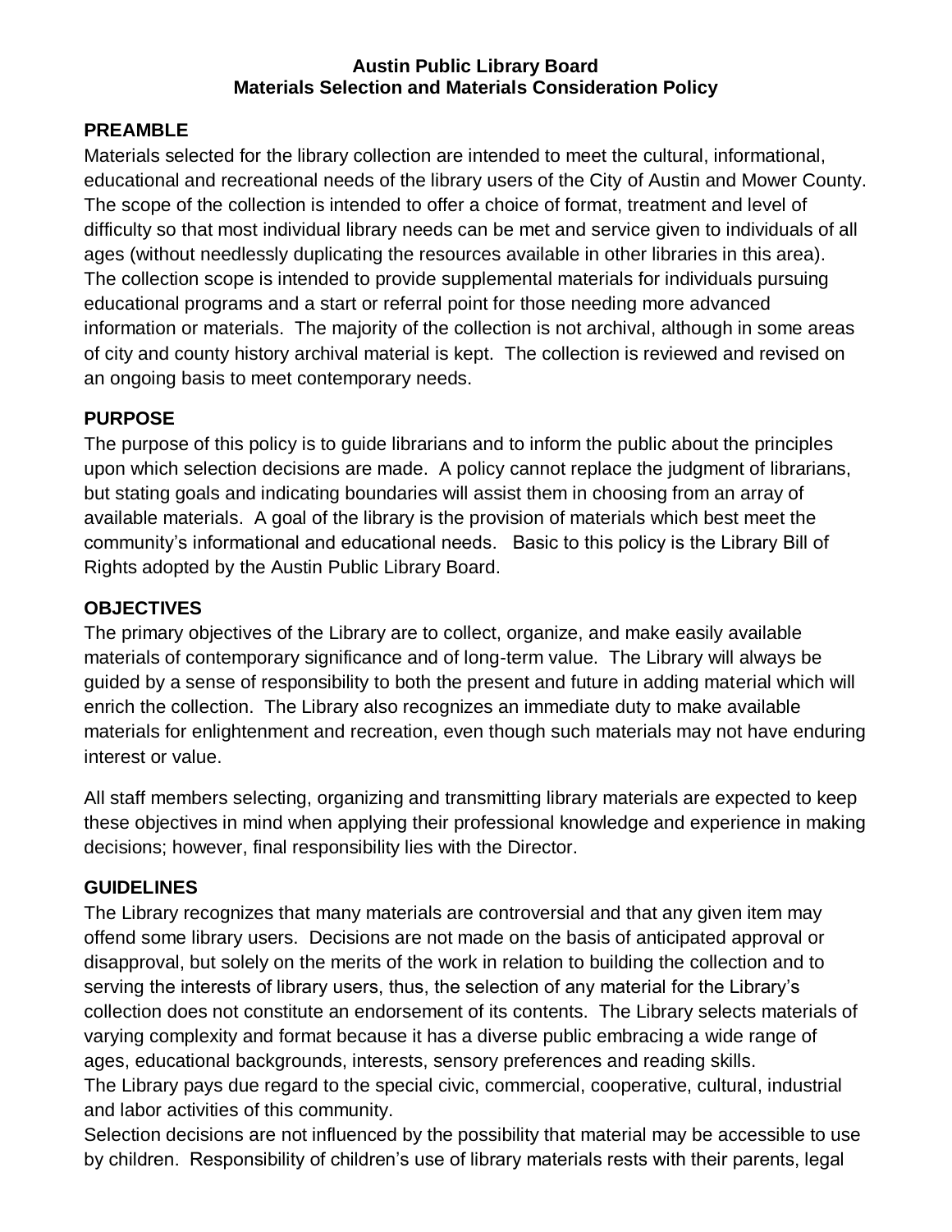# Austin Public Library Board
# Materials Selection and Materials Consideration Policy

## PREAMBLE

Materials selected for the library collection are intended to meet the cultural, informational, educational and recreational needs of the library users of the City of Austin and Mower County. The scope of the collection is intended to offer a choice of format, treatment and level of difficulty so that most individual library needs can be met and service given to individuals of all ages (without needlessly duplicating the resources available in other libraries in this area). The collection scope is intended to provide supplemental materials for individuals pursuing educational programs and a start or referral point for those needing more advanced information or materials. The majority of the collection is not archival, although in some areas of city and county history archival material is kept. The collection is reviewed and revised on an ongoing basis to meet contemporary needs.

## PURPOSE

The purpose of this policy is to guide librarians and to inform the public about the principles upon which selection decisions are made. A policy cannot replace the judgment of librarians, but stating goals and indicating boundaries will assist them in choosing from an array of available materials. A goal of the library is the provision of materials which best meet the community's informational and educational needs. Basic to this policy is the Library Bill of Rights adopted by the Austin Public Library Board.

## OBJECTIVES

The primary objectives of the Library are to collect, organize, and make easily available materials of contemporary significance and of long-term value. The Library will always be guided by a sense of responsibility to both the present and future in adding material which will enrich the collection. The Library also recognizes an immediate duty to make available materials for enlightenment and recreation, even though such materials may not have enduring interest or value.

All staff members selecting, organizing and transmitting library materials are expected to keep these objectives in mind when applying their professional knowledge and experience in making decisions; however, final responsibility lies with the Director.

## GUIDELINES

The Library recognizes that many materials are controversial and that any given item may offend some library users. Decisions are not made on the basis of anticipated approval or disapproval, but solely on the merits of the work in relation to building the collection and to serving the interests of library users, thus, the selection of any material for the Library's collection does not constitute an endorsement of its contents. The Library selects materials of varying complexity and format because it has a diverse public embracing a wide range of ages, educational backgrounds, interests, sensory preferences and reading skills.

The Library pays due regard to the special civic, commercial, cooperative, cultural, industrial and labor activities of this community.

Selection decisions are not influenced by the possibility that material may be accessible to use by children. Responsibility of children's use of library materials rests with their parents, legal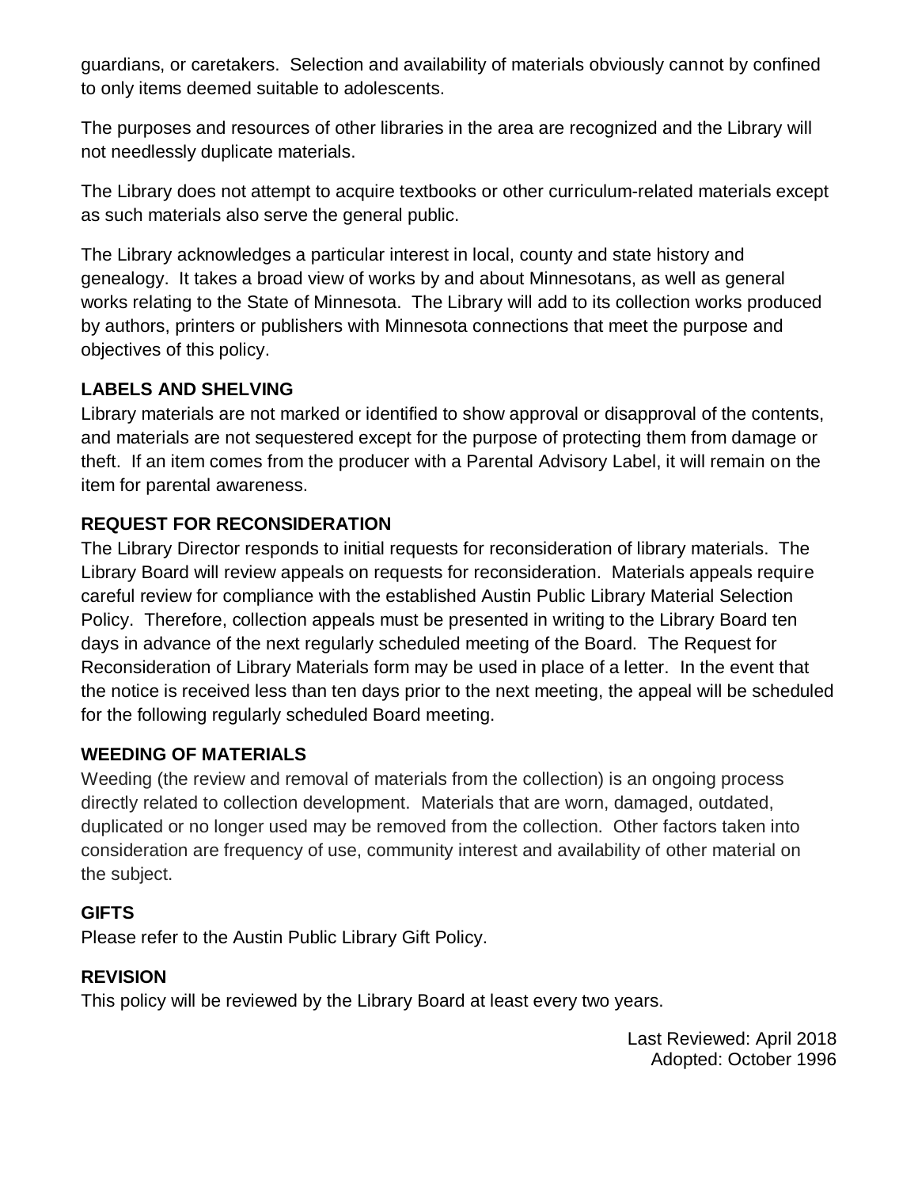guardians, or caretakers. Selection and availability of materials obviously cannot by confined to only items deemed suitable to adolescents.

The purposes and resources of other libraries in the area are recognized and the Library will not needlessly duplicate materials.

The Library does not attempt to acquire textbooks or other curriculum-related materials except as such materials also serve the general public.

The Library acknowledges a particular interest in local, county and state history and genealogy. It takes a broad view of works by and about Minnesotans, as well as general works relating to the State of Minnesota. The Library will add to its collection works produced by authors, printers or publishers with Minnesota connections that meet the purpose and objectives of this policy.

**LABELS AND SHELVING**

Library materials are not marked or identified to show approval or disapproval of the contents, and materials are not sequestered except for the purpose of protecting them from damage or theft. If an item comes from the producer with a Parental Advisory Label, it will remain on the item for parental awareness.

**REQUEST FOR RECONSIDERATION**

The Library Director responds to initial requests for reconsideration of library materials. The Library Board will review appeals on requests for reconsideration. Materials appeals require careful review for compliance with the established Austin Public Library Material Selection Policy. Therefore, collection appeals must be presented in writing to the Library Board ten days in advance of the next regularly scheduled meeting of the Board. The Request for Reconsideration of Library Materials form may be used in place of a letter. In the event that the notice is received less than ten days prior to the next meeting, the appeal will be scheduled for the following regularly scheduled Board meeting.

**WEEDING OF MATERIALS**

Weeding (the review and removal of materials from the collection) is an ongoing process directly related to collection development. Materials that are worn, damaged, outdated, duplicated or no longer used may be removed from the collection. Other factors taken into consideration are frequency of use, community interest and availability of other material on the subject.

**GIFTS**

Please refer to the Austin Public Library Gift Policy.

**REVISION**

This policy will be reviewed by the Library Board at least every two years.

Last Reviewed: April 2018
Adopted: October 1996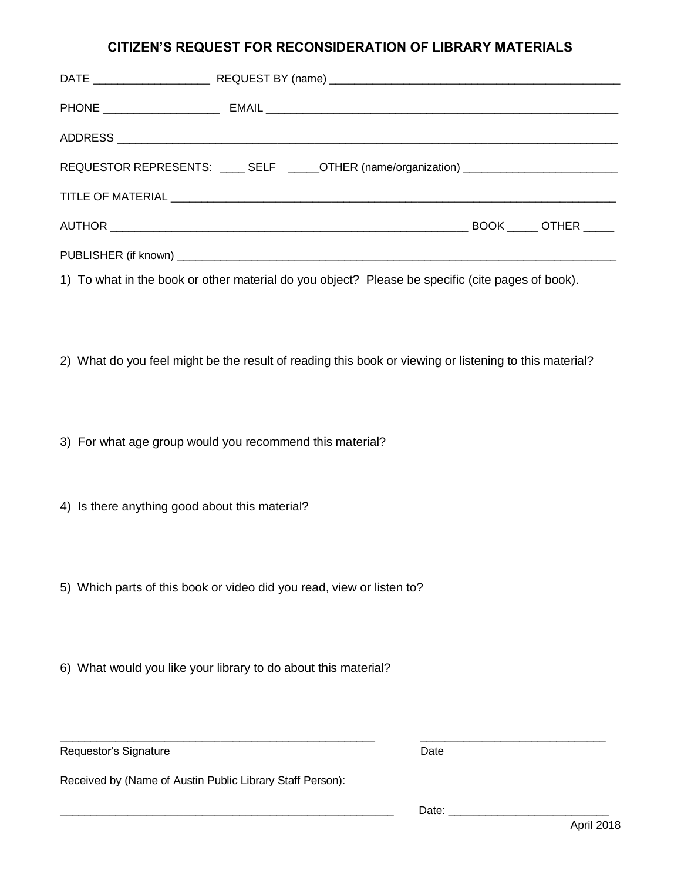# CITIZEN'S REQUEST FOR RECONSIDERATION OF LIBRARY MATERIALS

DATE ___________________ REQUEST BY (name) ________________________________________________

PHONE ___________________ EMAIL __________________________________________________________

ADDRESS _________________________________________________________________________________

REQUESTOR REPRESENTS: ____ SELF _____OTHER (name/organization) ________________________

TITLE OF MATERIAL _______________________________________________________________________

AUTHOR ___________________________________________________________ BOOK _____ OTHER _____

PUBLISHER (if known) _____________________________________________________________________

1) To what in the book or other material do you object? Please be specific (cite pages of book).

2) What do you feel might be the result of reading this book or viewing or listening to this material?

3) For what age group would you recommend this material?

4) Is there anything good about this material?

5) Which parts of this book or video did you read, view or listen to?

6) What would you like your library to do about this material?

_____________________________________________________ _____________________________

Requestor's Signature Date

Received by (Name of Austin Public Library Staff Person):

________________________________________________________ Date: __________________________

April 2018